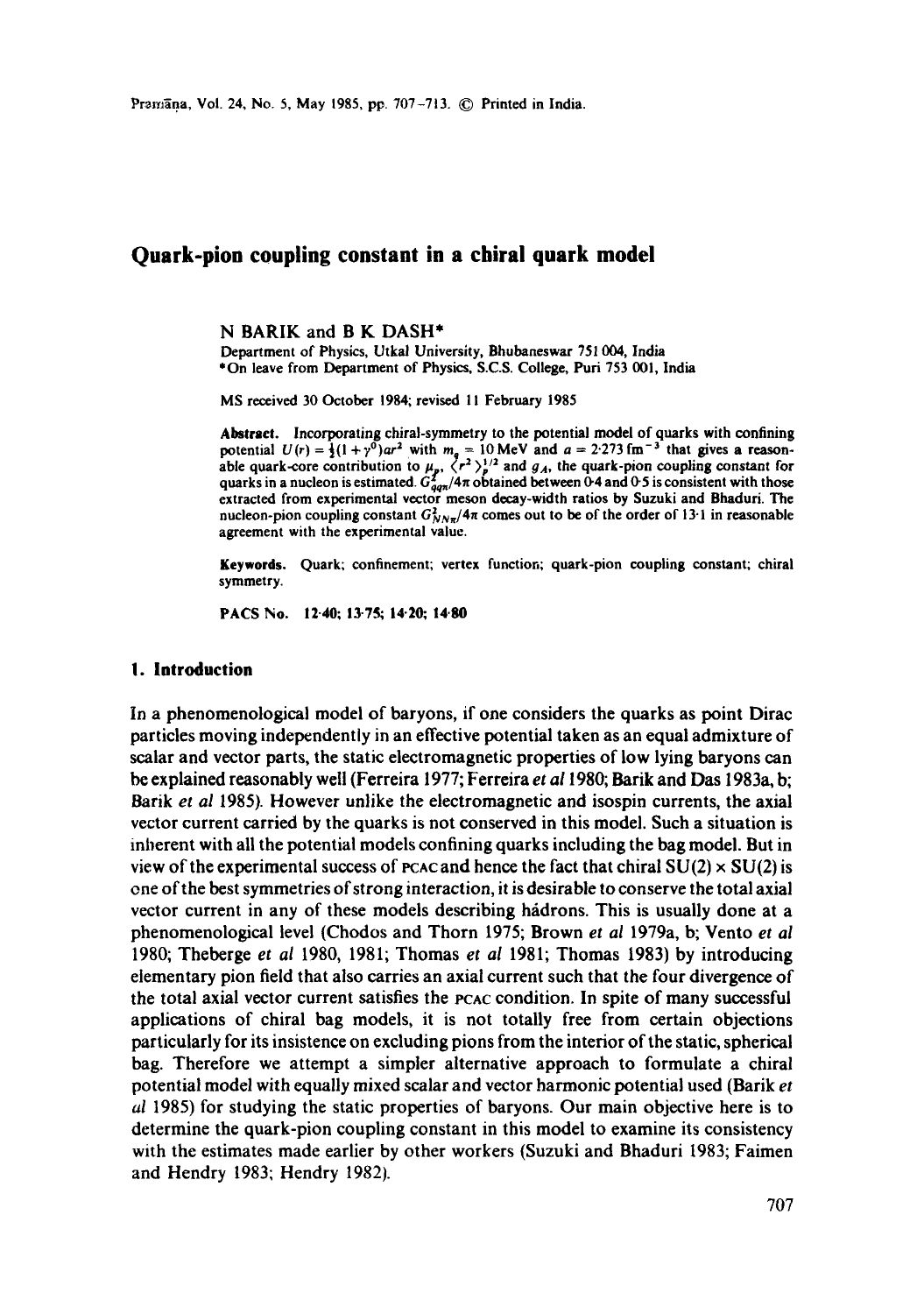# Quark-pion coupling constant in a chiral quark model

N BARIK and B K DASH*

Department of Physics, Utkal University, Bhubaneswar 751 004, India

*On leave from Department of Physics, S.C.S. College, Puri 753 001, India

MS received 30 October 1984; revised 11 February 1985

**Abstract.** Incorporating chiral-symmetry to the potential model of quarks with confining potential $U(r) = \frac{1}{2}(1+\gamma^0)ar^2$ with $m_q = 10$ MeV and $a = 2 \cdot 273 \text{ fm}^{-3}$ that gives a reasonable quark-core contribution to $\mu_p$, $\langle r^2 \rangle_p^{1/2}$ and $g_A$, the quark-pion coupling constant for quarks in a nucleon is estimated. $G^2_{qq\pi}/4\pi$ obtained between 0·4 and 0·5 is consistent with those extracted from experimental vector meson decay-width ratios by Suzuki and Bhaduri. The nucleon-pion coupling constant $G^2_{NN\pi}/4\pi$ comes out to be of the order of 13·1 in reasonable agreement with the experimental value.

**Keywords.** Quark; confinement; vertex function; quark-pion coupling constant; chiral symmetry.

**PACS No.** 12·40; 13·75; 14·20; 14·80

## 1. Introduction

In a phenomenological model of baryons, if one considers the quarks as point Dirac particles moving independently in an effective potential taken as an equal admixture of scalar and vector parts, the static electromagnetic properties of low lying baryons can be explained reasonably well (Ferreira 1977; Ferreira *et al* 1980; Barik and Das 1983a, b; Barik *et al* 1985). However unlike the electromagnetic and isospin currents, the axial vector current carried by the quarks is not conserved in this model. Such a situation is inherent with all the potential models confining quarks including the bag model. But in view of the experimental success of PCAC and hence the fact that chiral SU(2) × SU(2) is one of the best symmetries of strong interaction, it is desirable to conserve the total axial vector current in any of these models describing hádrons. This is usually done at a phenomenological level (Chodos and Thorn 1975; Brown *et al* 1979a, b; Vento *et al* 1980; Theberge *et al* 1980, 1981; Thomas *et al* 1981; Thomas 1983) by introducing elementary pion field that also carries an axial current such that the four divergence of the total axial vector current satisfies the PCAC condition. In spite of many successful applications of chiral bag models, it is not totally free from certain objections particularly for its insistence on excluding pions from the interior of the static, spherical bag. Therefore we attempt a simpler alternative approach to formulate a chiral potential model with equally mixed scalar and vector harmonic potential used (Barik *et al* 1985) for studying the static properties of baryons. Our main objective here is to determine the quark-pion coupling constant in this model to examine its consistency with the estimates made earlier by other workers (Suzuki and Bhaduri 1983; Faimen and Hendry 1983; Hendry 1982).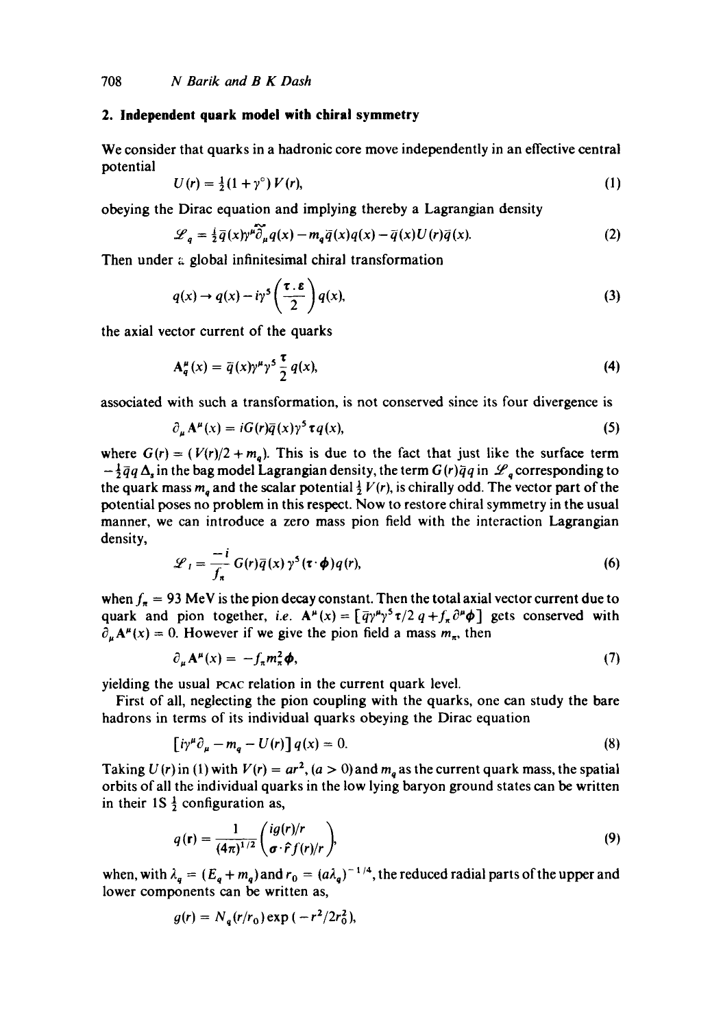## 2. Independent quark model with chiral symmetry

We consider that quarks in a hadronic core move independently in an effective central potential

$$U(r) = \tfrac{1}{2}(1+\gamma^0)\,V(r), \tag{1}$$

obeying the Dirac equation and implying thereby a Lagrangian density

$$\mathscr{L}_q = \tfrac{i}{2}\bar{q}(x)\gamma^\mu \overleftrightarrow{\partial}_\mu q(x) - m_q \bar{q}(x) q(x) - \bar{q}(x) U(r) \bar{q}(x). \tag{2}$$

Then under a global infinitesimal chiral transformation

$$q(x) \to q(x) - i\gamma^5 \left(\frac{\boldsymbol{\tau}\cdot\boldsymbol{\varepsilon}}{2}\right) q(x), \tag{3}$$

the axial vector current of the quarks

$$\mathbf{A}^\mu_q(x) = \bar{q}(x)\gamma^\mu\gamma^5 \frac{\boldsymbol{\tau}}{2} q(x), \tag{4}$$

associated with such a transformation, is not conserved since its four divergence is

$$\partial_\mu \mathbf{A}^\mu(x) = iG(r)\bar{q}(x)\gamma^5 \boldsymbol{\tau} q(x), \tag{5}$$

where $G(r) = (V(r)/2 + m_q)$. This is due to the fact that just like the surface term $-\tfrac{1}{2}\bar{q}q\,\Delta_s$ in the bag model Lagrangian density, the term $G(r)\bar{q}q$ in $\mathscr{L}_q$ corresponding to the quark mass $m_q$ and the scalar potential $\tfrac{1}{2}V(r)$, is chirally odd. The vector part of the potential poses no problem in this respect. Now to restore chiral symmetry in the usual manner, we can introduce a zero mass pion field with the interaction Lagrangian density,

$$\mathscr{L}_I = \frac{-i}{f_\pi} G(r)\bar{q}(x)\gamma^5(\boldsymbol{\tau}\cdot\boldsymbol{\phi})q(r), \tag{6}$$

when $f_\pi = 93$ MeV is the pion decay constant. Then the total axial vector current due to quark and pion together, *i.e.* $\mathbf{A}^\mu(x) = [\bar{q}\gamma^\mu\gamma^5\boldsymbol{\tau}/2\, q + f_\pi \partial^\mu \boldsymbol{\phi}]$ gets conserved with $\partial_\mu \mathbf{A}^\mu(x) = 0$. However if we give the pion field a mass $m_\pi$, then

$$\partial_\mu \mathbf{A}^\mu(x) = -f_\pi m_\pi^2 \boldsymbol{\phi}, \tag{7}$$

yielding the usual PCAC relation in the current quark level.

First of all, neglecting the pion coupling with the quarks, one can study the bare hadrons in terms of its individual quarks obeying the Dirac equation

$$[i\gamma^\mu\partial_\mu - m_q - U(r)]\,q(x) = 0. \tag{8}$$

Taking $U(r)$ in (1) with $V(r) = ar^2$, $(a > 0)$ and $m_q$ as the current quark mass, the spatial orbits of all the individual quarks in the low lying baryon ground states can be written in their 1S $\tfrac{1}{2}$ configuration as,

$$q(\mathbf{r}) = \frac{1}{(4\pi)^{1/2}} \begin{pmatrix} ig(r)/r \\ \boldsymbol{\sigma}\cdot\hat{r} f(r)/r \end{pmatrix}, \tag{9}$$

when, with $\lambda_q = (E_q + m_q)$ and $r_0 = (a\lambda_q)^{-1/4}$, the reduced radial parts of the upper and lower components can be written as,

$$g(r) = N_q (r/r_0)\exp(-r^2/2r_0^2),$$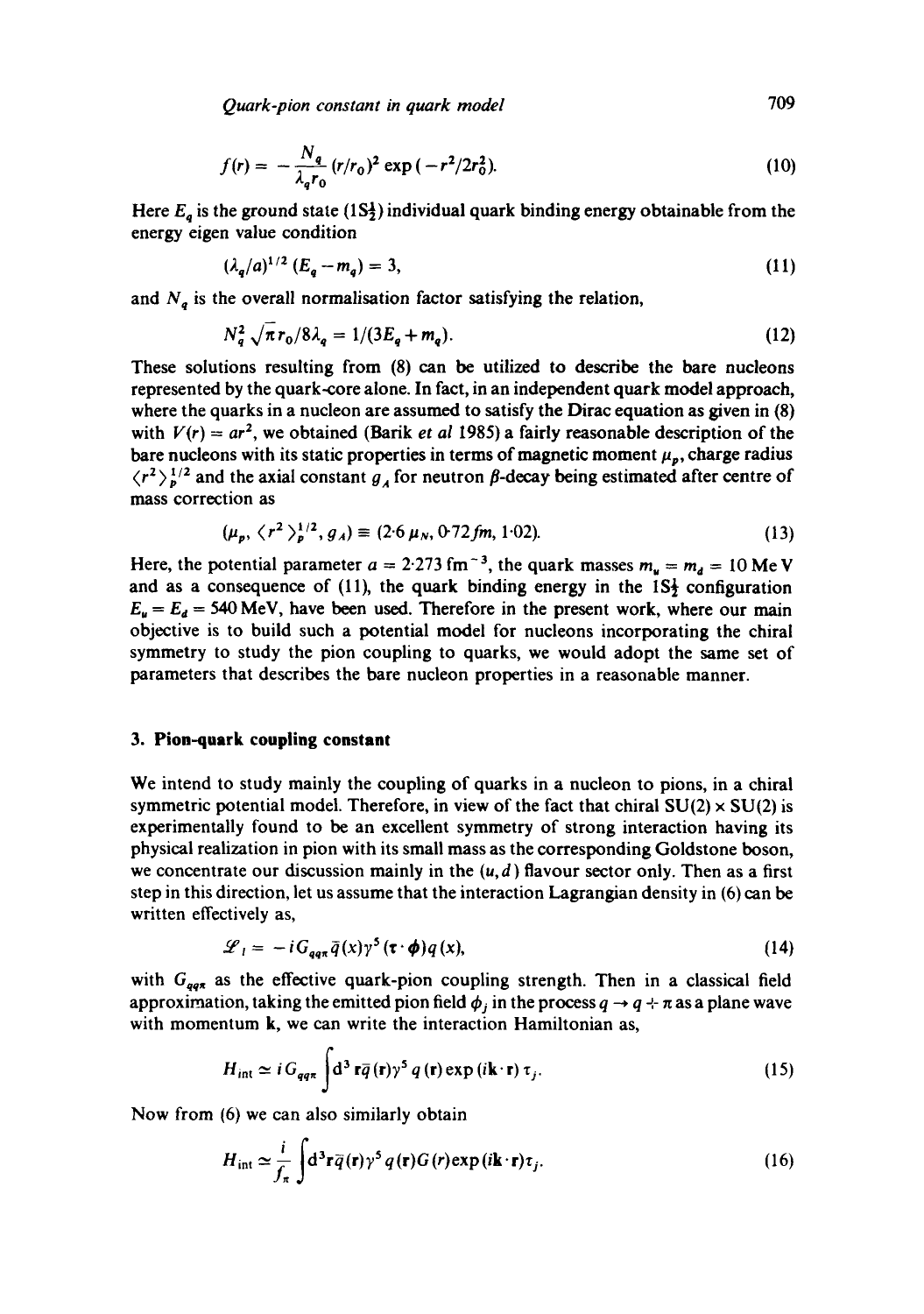$$f(r) = -\frac{N_q}{\lambda_q r_0}(r/r_0)^2 \exp(-r^2/2r_0^2). \tag{10}$$

Here $E_q$ is the ground state ($1S\frac{1}{2}$) individual quark binding energy obtainable from the energy eigen value condition

$$(\lambda_q/a)^{1/2}(E_q - m_q) = 3, \tag{11}$$

and $N_q$ is the overall normalisation factor satisfying the relation,

$$N_q^2 \sqrt{\pi} r_0 / 8\lambda_q = 1/(3E_q + m_q). \tag{12}$$

These solutions resulting from (8) can be utilized to describe the bare nucleons represented by the quark-core alone. In fact, in an independent quark model approach, where the quarks in a nucleon are assumed to satisfy the Dirac equation as given in (8) with $V(r) = ar^2$, we obtained (Barik *et al* 1985) a fairly reasonable description of the bare nucleons with its static properties in terms of magnetic moment $\mu_p$, charge radius $\langle r^2 \rangle_p^{1/2}$ and the axial constant $g_A$ for neutron $\beta$-decay being estimated after centre of mass correction as

$$(\mu_p, \langle r^2 \rangle_p^{1/2}, g_A) \equiv (2{\cdot}6\,\mu_N, 0{\cdot}72\,fm, 1{\cdot}02). \tag{13}$$

Here, the potential parameter $a = 2{\cdot}273\ \text{fm}^{-3}$, the quark masses $m_u = m_d = 10$ MeV and as a consequence of (11), the quark binding energy in the $1S\frac{1}{2}$ configuration $E_u = E_d = 540$ MeV, have been used. Therefore in the present work, where our main objective is to build such a potential model for nucleons incorporating the chiral symmetry to study the pion coupling to quarks, we would adopt the same set of parameters that describes the bare nucleon properties in a reasonable manner.

## 3. Pion-quark coupling constant

We intend to study mainly the coupling of quarks in a nucleon to pions, in a chiral symmetric potential model. Therefore, in view of the fact that chiral SU(2) × SU(2) is experimentally found to be an excellent symmetry of strong interaction having its physical realization in pion with its small mass as the corresponding Goldstone boson, we concentrate our discussion mainly in the $(u, d)$ flavour sector only. Then as a first step in this direction, let us assume that the interaction Lagrangian density in (6) can be written effectively as,

$$\mathscr{L}_I = -iG_{qq\pi}\bar{q}(x)\gamma^5(\boldsymbol{\tau}\cdot\boldsymbol{\phi})q(x), \tag{14}$$

with $G_{qq\pi}$ as the effective quark-pion coupling strength. Then in a classical field approximation, taking the emitted pion field $\phi_j$ in the process $q \to q + \pi$ as a plane wave with momentum $\mathbf{k}$, we can write the interaction Hamiltonian as,

$$H_{\text{int}} \simeq iG_{qq\pi}\int d^3\mathbf{r}\,\bar{q}(\mathbf{r})\gamma^5 q(\mathbf{r})\exp(i\mathbf{k}\cdot\mathbf{r})\,\tau_j. \tag{15}$$

Now from (6) we can also similarly obtain

$$H_{\text{int}} \simeq \frac{i}{f_\pi}\int d^3\mathbf{r}\,\bar{q}(\mathbf{r})\gamma^5 q(\mathbf{r})G(r)\exp(i\mathbf{k}\cdot\mathbf{r})\tau_j. \tag{16}$$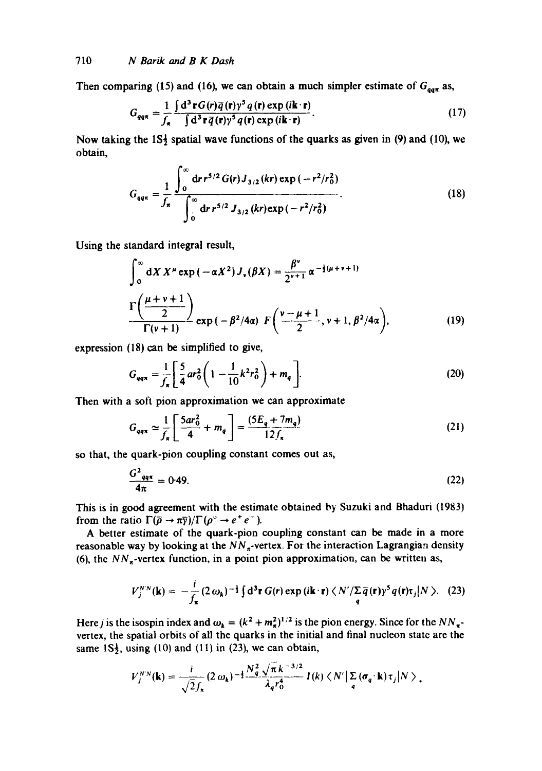Then comparing (15) and (16), we can obtain a much simpler estimate of $G_{qq\pi}$ as,

$$G_{qq\pi} = \frac{1}{f_\pi} \frac{\int d^3\mathbf{r}\, G(r)\bar{q}(\mathbf{r})\gamma^5 q(\mathbf{r}) \exp(i\mathbf{k}\cdot\mathbf{r})}{\int d^3\mathbf{r}\, \bar{q}(\mathbf{r})\gamma^5 q(\mathbf{r}) \exp(i\mathbf{k}\cdot\mathbf{r})}. \tag{17}$$

Now taking the $1S\frac{1}{2}$ spatial wave functions of the quarks as given in (9) and (10), we obtain,

$$G_{qq\pi} = \frac{1}{f_\pi} \frac{\int_0^\infty dr\, r^{5/2} G(r) J_{3/2}(kr) \exp(-r^2/r_0^2)}{\int_0^\infty dr\, r^{5/2} J_{3/2}(kr) \exp(-r^2/r_0^2)}. \tag{18}$$

Using the standard integral result,

$$\int_0^\infty dX\, X^\mu \exp(-\alpha X^2) J_\nu(\beta X) = \frac{\beta^\nu}{2^{\nu+1}} \alpha^{-\frac{1}{2}(\mu+\nu+1)} \frac{\Gamma\left(\frac{\mu+\nu+1}{2}\right)}{\Gamma(\nu+1)} \exp(-\beta^2/4\alpha)\, F\left(\frac{\nu-\mu+1}{2}, \nu+1, \beta^2/4\alpha\right), \tag{19}$$

expression (18) can be simplified to give,

$$G_{qq\pi} = \frac{1}{f_\pi}\left[\frac{5}{4} a r_0^2 \left(1 - \frac{1}{10} k^2 r_0^2\right) + m_q\right]. \tag{20}$$

Then with a soft pion approximation we can approximate

$$G_{qq\pi} \simeq \frac{1}{f_\pi}\left[\frac{5 a r_0^2}{4} + m_q\right] = \frac{(5E_q + 7m_q)}{12 f_\pi} \tag{21}$$

so that, the quark-pion coupling constant comes out as,

$$\frac{G^2_{qq\pi}}{4\pi} = 0{\cdot}49. \tag{22}$$

This is in good agreement with the estimate obtained by Suzuki and Bhaduri (1983) from the ratio $\Gamma(\bar{\rho} \to \pi\gamma)/\Gamma(\rho^0 \to e^+ e^-)$.

A better estimate of the quark-pion coupling constant can be made in a more reasonable way by looking at the $NN_\pi$-vertex. For the interaction Lagrangian density (6), the $NN_\pi$-vertex function, in a point pion approximation, can be written as,

$$V_j^{N'N}(\mathbf{k}) = -\frac{i}{f_\pi}(2\omega_k)^{-\frac{1}{2}} \int d^3\mathbf{r}\, G(r) \exp(i\mathbf{k}\cdot\mathbf{r}) \langle N' / \sum_q \bar{q}(\mathbf{r})\gamma^5 q(\mathbf{r})\tau_j | N \rangle. \tag{23}$$

Here $j$ is the isospin index and $\omega_k = (k^2 + m_\pi^2)^{1/2}$ is the pion energy. Since for the $NN_\pi$-vertex, the spatial orbits of all the quarks in the initial and final nucleon state are the same $1S\frac{1}{2}$, using (10) and (11) in (23), we can obtain,

$$V_j^{N'N}(\mathbf{k}) = \frac{i}{\sqrt{2} f_\pi}(2\omega_k)^{-\frac{1}{2}} \frac{N_q^2 \sqrt{\pi}\, k^{-3/2}}{\lambda_q r_0^4} I(k) \langle N' | \sum_q (\sigma_q \cdot \mathbf{k}) \tau_j | N \rangle.$$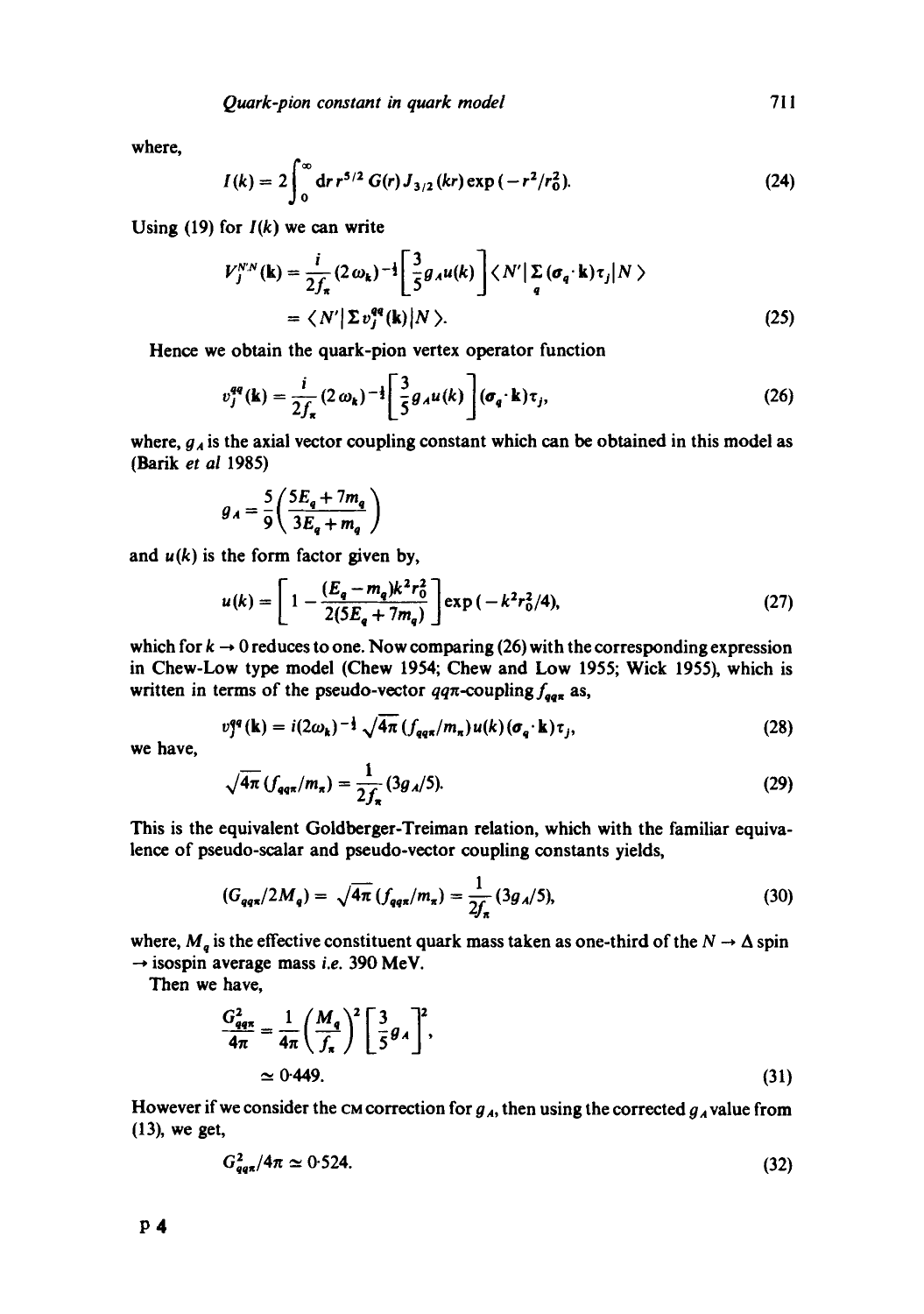where,

$$I(k) = 2\int_0^\infty dr\, r^{5/2}\, G(r)\, J_{3/2}(kr) \exp(-r^2/r_0^2). \tag{24}$$

Using (19) for $I(k)$ we can write

$$V_j^{N'N}(\mathbf{k}) = \frac{i}{2f_\pi}(2\omega_k)^{-\frac{1}{2}}\left[\frac{3}{5}g_A u(k)\right]\langle N'|\sum_q(\sigma_q\cdot\mathbf{k})\tau_j|N\rangle$$
$$= \langle N'|\Sigma v_j^{qq}(\mathbf{k})|N\rangle. \tag{25}$$

Hence we obtain the quark-pion vertex operator function

$$v_j^{qq}(\mathbf{k}) = \frac{i}{2f_\pi}(2\omega_k)^{-\frac{1}{2}}\left[\frac{3}{5}g_A u(k)\right](\sigma_q\cdot\mathbf{k})\tau_j, \tag{26}$$

where, $g_A$ is the axial vector coupling constant which can be obtained in this model as (Barik *et al* 1985)

$$g_A = \frac{5}{9}\left(\frac{5E_q + 7m_q}{3E_q + m_q}\right)$$

and $u(k)$ is the form factor given by,

$$u(k) = \left[1 - \frac{(E_q - m_q)k^2 r_0^2}{2(5E_q + 7m_q)}\right]\exp(-k^2 r_0^2/4), \tag{27}$$

which for $k \to 0$ reduces to one. Now comparing (26) with the corresponding expression in Chew-Low type model (Chew 1954; Chew and Low 1955; Wick 1955), which is written in terms of the pseudo-vector $qq\pi$-coupling $f_{qq\pi}$ as,

$$v_j^{qq}(\mathbf{k}) = i(2\omega_k)^{-\frac{1}{2}}\sqrt{4\pi}\,(f_{qq\pi}/m_\pi)u(k)(\sigma_q\cdot\mathbf{k})\tau_j, \tag{28}$$

we have,

$$\sqrt{4\pi}\,(f_{qq\pi}/m_\pi) = \frac{1}{2f_\pi}(3g_A/5). \tag{29}$$

This is the equivalent Goldberger-Treiman relation, which with the familiar equivalence of pseudo-scalar and pseudo-vector coupling constants yields,

$$(G_{qq\pi}/2M_q) = \sqrt{4\pi}\,(f_{qq\pi}/m_\pi) = \frac{1}{2f_\pi}(3g_A/5), \tag{30}$$

where, $M_q$ is the effective constituent quark mass taken as one-third of the $N \to \Delta$ spin $\to$ isospin average mass *i.e.* 390 MeV.

Then we have,

$$\frac{G_{qq\pi}^2}{4\pi} = \frac{1}{4\pi}\left(\frac{M_q}{f_\pi}\right)^2\left[\frac{3}{5}g_A\right]^2,$$
$$\simeq 0.449. \tag{31}$$

However if we consider the CM correction for $g_A$, then using the corrected $g_A$ value from (13), we get,

$$G_{qq\pi}^2/4\pi \simeq 0.524. \tag{32}$$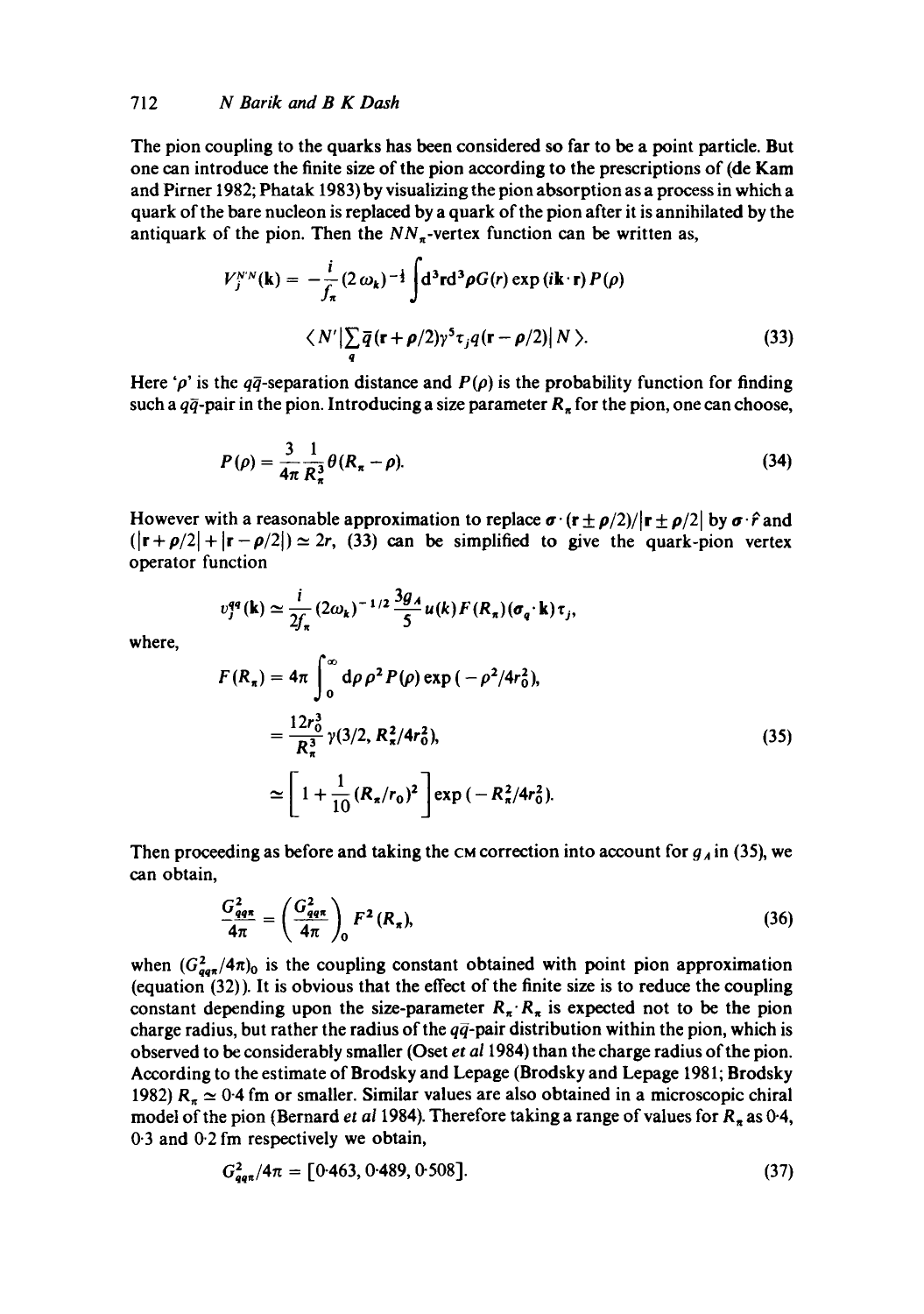The pion coupling to the quarks has been considered so far to be a point particle. But one can introduce the finite size of the pion according to the prescriptions of (de Kam and Pirner 1982; Phatak 1983) by visualizing the pion absorption as a process in which a quark of the bare nucleon is replaced by a quark of the pion after it is annihilated by the antiquark of the pion. Then the $NN_\pi$-vertex function can be written as,

$$V_j^{N'N}(\mathbf{k}) = -\frac{i}{f_\pi}(2\omega_k)^{-\frac{1}{2}} \int d^3\mathbf{r}\, d^3\rho\, G(r) \exp(i\mathbf{k}\cdot\mathbf{r}) P(\rho)$$

$$\langle N' | \sum_q \bar{q}(\mathbf{r}+\rho/2)\gamma^5 \tau_j q(\mathbf{r}-\rho/2) | N \rangle. \tag{33}$$

Here '$\rho$' is the $q\bar{q}$-separation distance and $P(\rho)$ is the probability function for finding such a $q\bar{q}$-pair in the pion. Introducing a size parameter $R_\pi$ for the pion, one can choose,

$$P(\rho) = \frac{3}{4\pi}\frac{1}{R_\pi^3}\theta(R_\pi - \rho). \tag{34}$$

However with a reasonable approximation to replace $\boldsymbol{\sigma}\cdot(\mathbf{r}\pm\rho/2)/|\mathbf{r}\pm\rho/2|$ by $\boldsymbol{\sigma}\cdot\hat{r}$ and $(|\mathbf{r}+\rho/2| + |\mathbf{r}-\rho/2|) \simeq 2r$, (33) can be simplified to give the quark-pion vertex operator function

$$v_j^{qq}(\mathbf{k}) \simeq \frac{i}{2f_\pi}(2\omega_k)^{-1/2}\frac{3g_A}{5}u(k)F(R_\pi)(\boldsymbol{\sigma}_q\cdot\mathbf{k})\tau_j,$$

where,

$$\begin{aligned} F(R_\pi) &= 4\pi\int_0^\infty d\rho\,\rho^2 P(\rho)\exp(-\rho^2/4r_0^2), \\ &= \frac{12r_0^3}{R_\pi^3}\gamma(3/2, R_\pi^2/4r_0^2), \\ &\simeq \left[1 + \frac{1}{10}(R_\pi/r_0)^2\right]\exp(-R_\pi^2/4r_0^2). \end{aligned} \tag{35}$$

Then proceeding as before and taking the CM correction into account for $g_A$ in (35), we can obtain,

$$\frac{G_{qq\pi}^2}{4\pi} = \left(\frac{G_{qq\pi}^2}{4\pi}\right)_0 F^2(R_\pi), \tag{36}$$

when $(G_{qq\pi}^2/4\pi)_0$ is the coupling constant obtained with point pion approximation (equation (32)). It is obvious that the effect of the finite size is to reduce the coupling constant depending upon the size-parameter $R_\pi \cdot R_\pi$ is expected not to be the pion charge radius, but rather the radius of the $q\bar{q}$-pair distribution within the pion, which is observed to be considerably smaller (Oset *et al* 1984) than the charge radius of the pion. According to the estimate of Brodsky and Lepage (Brodsky and Lepage 1981; Brodsky 1982) $R_\pi \simeq 0{\cdot}4$ fm or smaller. Similar values are also obtained in a microscopic chiral model of the pion (Bernard *et al* 1984). Therefore taking a range of values for $R_\pi$ as 0·4, 0·3 and 0·2 fm respectively we obtain,

$$G_{qq\pi}^2/4\pi = [0{\cdot}463, 0{\cdot}489, 0{\cdot}508]. \tag{37}$$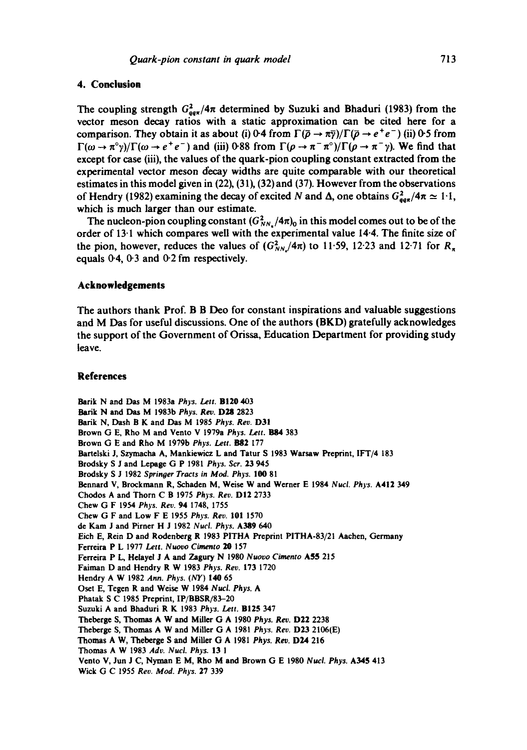## 4. Conclusion

The coupling strength $G_{qq\pi}^2/4\pi$ determined by Suzuki and Bhaduri (1983) from the vector meson decay ratios with a static approximation can be cited here for a comparison. They obtain it as about (i) 0·4 from $\Gamma(\bar{\rho} \rightarrow \pi\bar{\gamma})/\Gamma(\bar{\rho} \rightarrow e^+e^-)$ (ii) 0·5 from $\Gamma(\omega \rightarrow \pi^0\gamma)/\Gamma(\omega \rightarrow e^+e^-)$ and (iii) 0·88 from $\Gamma(\rho \rightarrow \pi^-\pi^0)/\Gamma(\rho \rightarrow \pi^-\gamma)$. We find that except for case (iii), the values of the quark-pion coupling constant extracted from the experimental vector meson decay widths are quite comparable with our theoretical estimates in this model given in (22), (31), (32) and (37). However from the observations of Hendry (1982) examining the decay of excited $N$ and $\Delta$, one obtains $G_{qq\pi}^2/4\pi \simeq 1{\cdot}1$, which is much larger than our estimate.

The nucleon-pion coupling constant $(G_{NN_\pi}^2/4\pi)_0$ in this model comes out to be of the order of 13·1 which compares well with the experimental value 14·4. The finite size of the pion, however, reduces the values of $(G_{NN_\pi}^2/4\pi)$ to 11·59, 12·23 and 12·71 for $R_\pi$ equals 0·4, 0·3 and 0·2 fm respectively.

## Acknowledgements

The authors thank Prof. B B Deo for constant inspirations and valuable suggestions and M Das for useful discussions. One of the authors (BKD) gratefully acknowledges the support of the Government of Orissa, Education Department for providing study leave.

## References

Barik N and Das M 1983a *Phys. Lett.* **B120** 403
Barik N and Das M 1983b *Phys. Rev.* **D28** 2823
Barik N, Dash B K and Das M 1985 *Phys. Rev.* **D31**
Brown G E, Rho M and Vento V 1979a *Phys. Lett.* **B84** 383
Brown G E and Rho M 1979b *Phys. Lett.* **B82** 177
Bartelski J, Szymacha A, Mankiewicz L and Tatur S 1983 Warsaw Preprint, IFT/4 183
Brodsky S J and Lepage G P 1981 *Phys. Scr.* **23** 945
Brodsky S J 1982 *Springer Tracts in Mod. Phys.* **100** 81
Bennard V, Brockmann R, Schaden M, Weise W and Werner E 1984 *Nucl. Phys.* **A412** 349
Chodos A and Thorn C B 1975 *Phys. Rev.* **D12** 2733
Chew G F 1954 *Phys. Rev.* **94** 1748, 1755
Chew G F and Low F E 1955 *Phys. Rev.* **101** 1570
de Kam J and Pirner H J 1982 *Nucl. Phys.* **A389** 640
Eich E, Rein D and Rodenberg R 1983 PITHA Preprint PITHA-83/21 Aachen, Germany
Ferreira P L 1977 *Lett. Nuovo Cimento* **20** 157
Ferreira P L, Helayel J A and Zagury N 1980 *Nuovo Cimento* **A55** 215
Faiman D and Hendry R W 1983 *Phys. Rev.* **173** 1720
Hendry A W 1982 *Ann. Phys. (NY)* **140** 65
Oset E, Tegen R and Weise W 1984 *Nucl. Phys.* **A**
Phatak S C 1985 Preprint, IP/BBSR/83-20
Suzuki A and Bhaduri R K 1983 *Phys. Lett.* **B125** 347
Theberge S, Thomas A W and Miller G A 1980 *Phys. Rev.* **D22** 2238
Theberge S, Thomas A W and Miller G A 1981 *Phys. Rev.* **D23** 2106(E)
Thomas A W, Theberge S and Miller G A 1981 *Phys. Rev.* **D24** 216
Thomas A W 1983 *Adv. Nucl. Phys.* **13** 1
Vento V, Jun J C, Nyman E M, Rho M and Brown G E 1980 *Nucl. Phys.* **A345** 413
Wick G C 1955 *Rev. Mod. Phys.* **27** 339